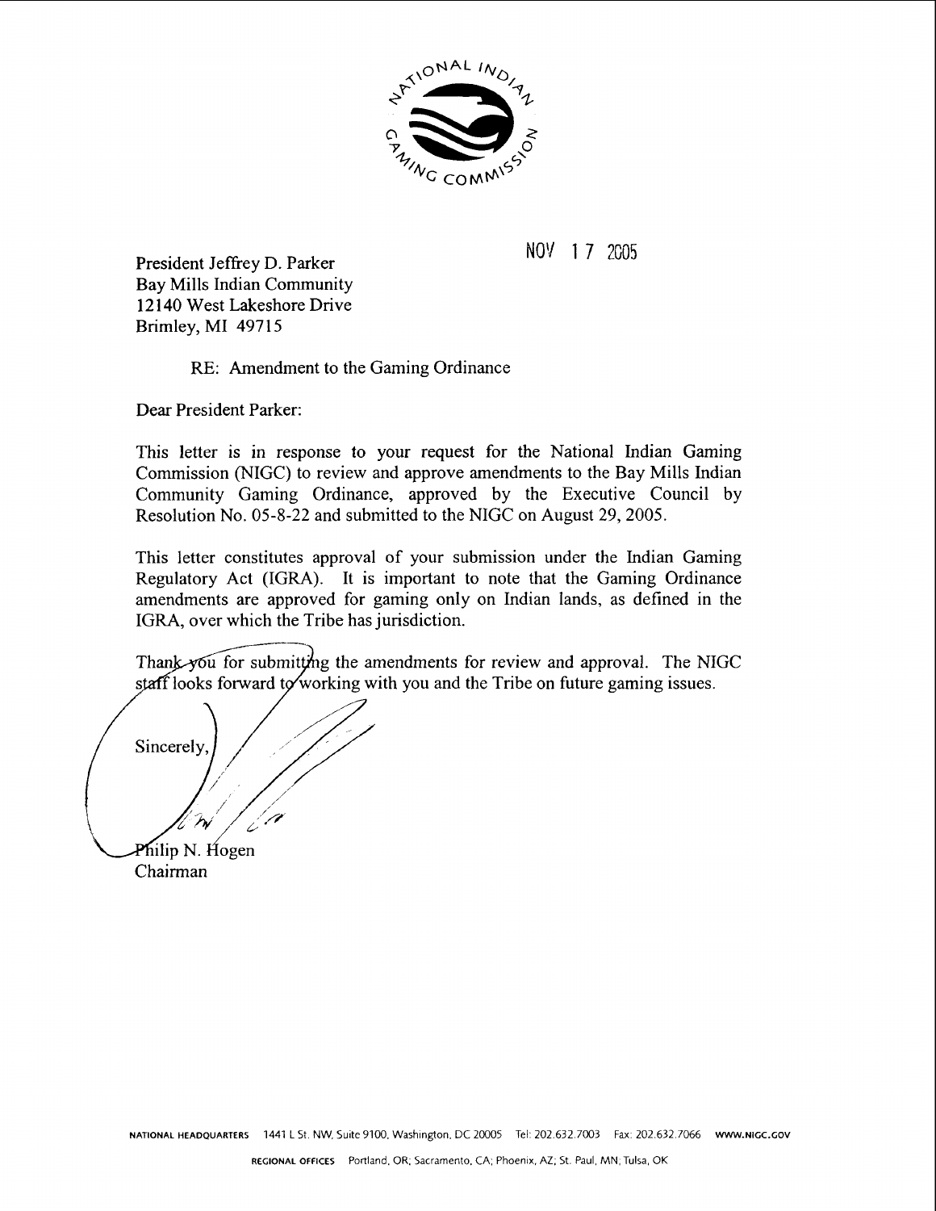NATIONAL INDIAN GAMING COMMISSION

NOV 17 2005

President Jeffrey D. Parker
Bay Mills Indian Community
12140 West Lakeshore Drive
Brimley, MI 49715

RE: Amendment to the Gaming Ordinance

Dear President Parker:

This letter is in response to your request for the National Indian Gaming Commission (NIGC) to review and approve amendments to the Bay Mills Indian Community Gaming Ordinance, approved by the Executive Council by Resolution No. 05-8-22 and submitted to the NIGC on August 29, 2005.

This letter constitutes approval of your submission under the Indian Gaming Regulatory Act (IGRA). It is important to note that the Gaming Ordinance amendments are approved for gaming only on Indian lands, as defined in the IGRA, over which the Tribe has jurisdiction.

Thank you for submitting the amendments for review and approval. The NIGC staff looks forward to working with you and the Tribe on future gaming issues.

Sincerely,

Philip N. Hogen
Chairman

NATIONAL HEADQUARTERS 1441 L St. NW, Suite 9100, Washington, DC 20005 Tel: 202.632.7003 Fax: 202.632.7066 WWW.NIGC.GOV

REGIONAL OFFICES Portland, OR; Sacramento, CA; Phoenix, AZ; St. Paul, MN; Tulsa, OK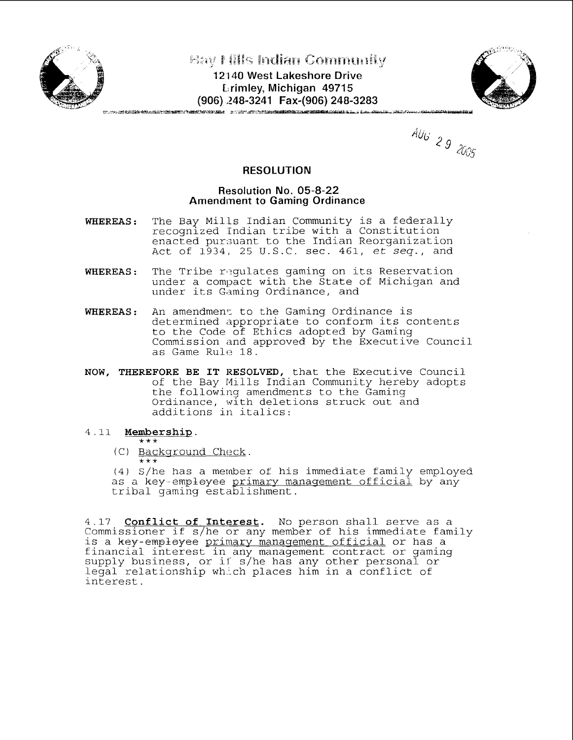# Bay Mills Indian Community

**12140 West Lakeshore Drive**
**Brimley, Michigan 49715**
**(906) 248-3241 Fax-(906) 248-3283**

AUG 29 2005

## RESOLUTION

### Resolution No. 05-8-22
### Amendment to Gaming Ordinance

**WHEREAS:** The Bay Mills Indian Community is a federally recognized Indian tribe with a Constitution enacted pursuant to the Indian Reorganization Act of 1934, 25 U.S.C. sec. 461, *et seq.*, and

**WHEREAS:** The Tribe regulates gaming on its Reservation under a compact with the State of Michigan and under its Gaming Ordinance, and

**WHEREAS:** An amendment to the Gaming Ordinance is determined appropriate to conform its contents to the Code of Ethics adopted by Gaming Commission and approved by the Executive Council as Game Rule 18.

**NOW, THEREFORE BE IT RESOLVED,** that the Executive Council of the Bay Mills Indian Community hereby adopts the following amendments to the Gaming Ordinance, with deletions struck out and additions in italics:

4.11 **Membership**.

\*\*\*

(C) Background Check.

\*\*\*

(4) S/he has a member of his immediate family employed as a ~~key-employee~~ primary management official by any tribal gaming establishment.

4.17 **Conflict of Interest.** No person shall serve as a Commissioner if s/he or any member of his immediate family is a ~~key-employee~~ primary management official or has a financial interest in any management contract or gaming supply business, or if s/he has any other personal or legal relationship which places him in a conflict of interest.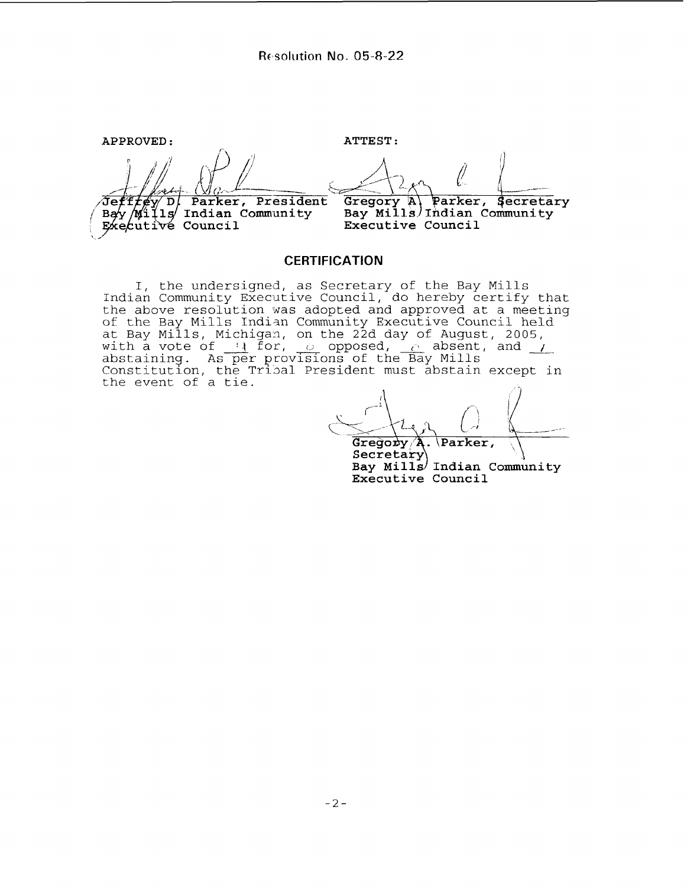Resolution No. 05-8-22

| APPROVED: | ATTEST: |
| --- | --- |
| Jeffrey D. Parker, President<br>Bay Mills Indian Community<br>Executive Council | Gregory A. Parker, Secretary<br>Bay Mills Indian Community<br>Executive Council |

## CERTIFICATION

I, the undersigned, as Secretary of the Bay Mills Indian Community Executive Council, do hereby certify that the above resolution was adopted and approved at a meeting of the Bay Mills Indian Community Executive Council held at Bay Mills, Michigan, on the 22d day of August, 2005, with a vote of 4 for, 0 opposed, 0 absent, and 1 abstaining. As per provisions of the Bay Mills Constitution, the Tribal President must abstain except in the event of a tie.

Gregory A. Parker,
Secretary
Bay Mills Indian Community
Executive Council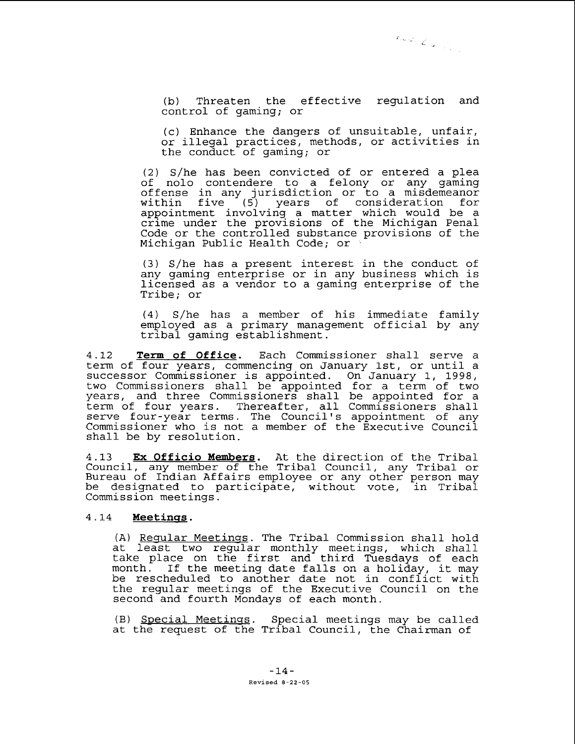(b) Threaten the effective regulation and control of gaming; or

(c) Enhance the dangers of unsuitable, unfair, or illegal practices, methods, or activities in the conduct of gaming; or

(2) S/he has been convicted of or entered a plea of nolo contendere to a felony or any gaming offense in any jurisdiction or to a misdemeanor within five (5) years of consideration for appointment involving a matter which would be a crime under the provisions of the Michigan Penal Code or the controlled substance provisions of the Michigan Public Health Code; or

(3) S/he has a present interest in the conduct of any gaming enterprise or in any business which is licensed as a vendor to a gaming enterprise of the Tribe; or

(4) S/he has a member of his immediate family employed as a primary management official by any tribal gaming establishment.

4.12 **Term of Office.** Each Commissioner shall serve a term of four years, commencing on January 1st, or until a successor Commissioner is appointed. On January 1, 1998, two Commissioners shall be appointed for a term of two years, and three Commissioners shall be appointed for a term of four years. Thereafter, all Commissioners shall serve four-year terms. The Council's appointment of any Commissioner who is not a member of the Executive Council shall be by resolution.

4.13 **Ex Officio Members.** At the direction of the Tribal Council, any member of the Tribal Council, any Tribal or Bureau of Indian Affairs employee or any other person may be designated to participate, without vote, in Tribal Commission meetings.

4.14 **Meetings.**

(A) Regular Meetings. The Tribal Commission shall hold at least two regular monthly meetings, which shall take place on the first and third Tuesdays of each month. If the meeting date falls on a holiday, it may be rescheduled to another date not in conflict with the regular meetings of the Executive Council on the second and fourth Mondays of each month.

(B) Special Meetings. Special meetings may be called at the request of the Tribal Council, the Chairman of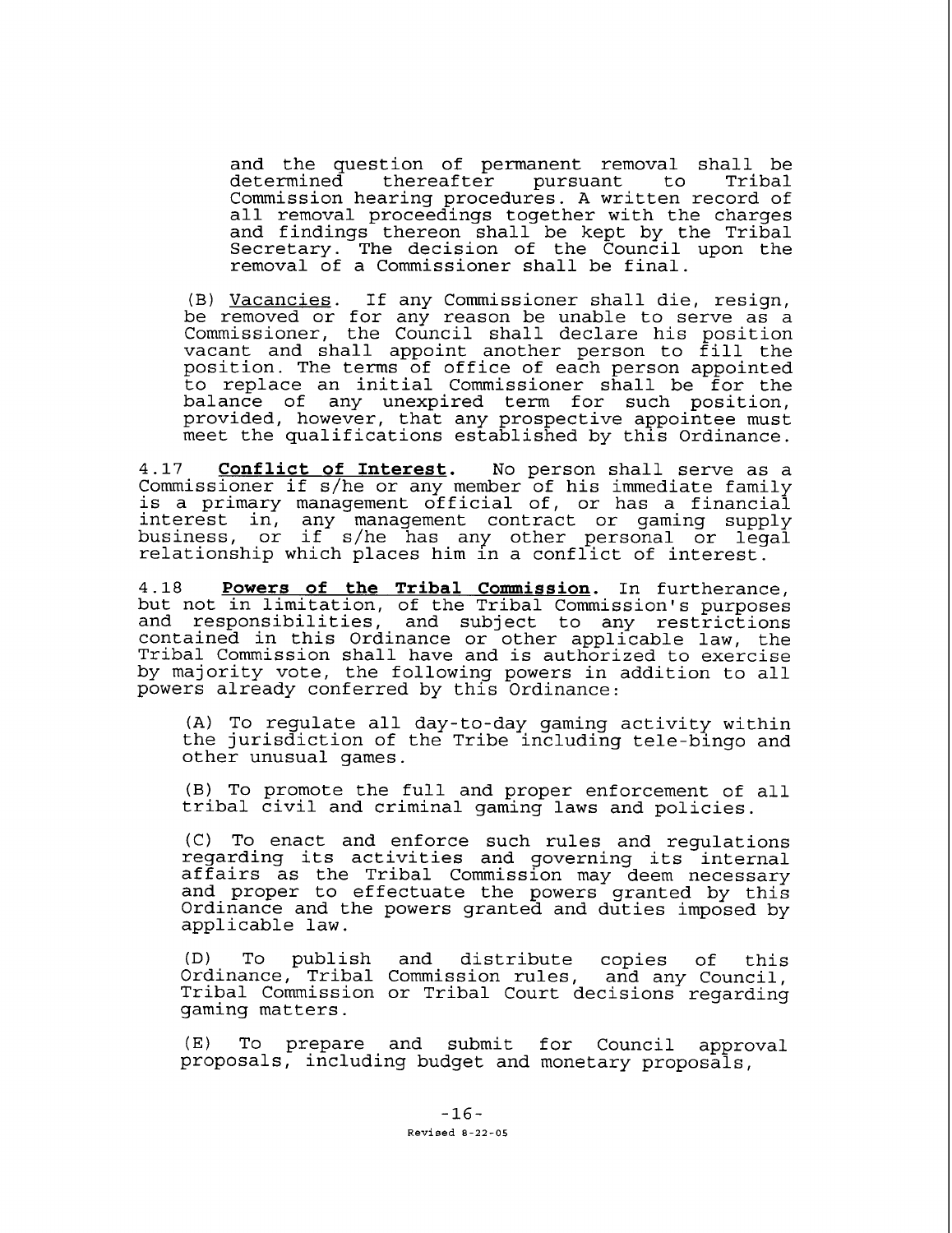and the question of permanent removal shall be determined thereafter pursuant to Tribal Commission hearing procedures. A written record of all removal proceedings together with the charges and findings thereon shall be kept by the Tribal Secretary. The decision of the Council upon the removal of a Commissioner shall be final.

(B) Vacancies. If any Commissioner shall die, resign, be removed or for any reason be unable to serve as a Commissioner, the Council shall declare his position vacant and shall appoint another person to fill the position. The terms of office of each person appointed to replace an initial Commissioner shall be for the balance of any unexpired term for such position, provided, however, that any prospective appointee must meet the qualifications established by this Ordinance.

4.17 **Conflict of Interest.** No person shall serve as a Commissioner if s/he or any member of his immediate family is a primary management official of, or has a financial interest in, any management contract or gaming supply business, or if s/he has any other personal or legal relationship which places him in a conflict of interest.

4.18 **Powers of the Tribal Commission.** In furtherance, but not in limitation, of the Tribal Commission's purposes and responsibilities, and subject to any restrictions contained in this Ordinance or other applicable law, the Tribal Commission shall have and is authorized to exercise by majority vote, the following powers in addition to all powers already conferred by this Ordinance:

(A) To regulate all day-to-day gaming activity within the jurisdiction of the Tribe including tele-bingo and other unusual games.

(B) To promote the full and proper enforcement of all tribal civil and criminal gaming laws and policies.

(C) To enact and enforce such rules and regulations regarding its activities and governing its internal affairs as the Tribal Commission may deem necessary and proper to effectuate the powers granted by this Ordinance and the powers granted and duties imposed by applicable law.

(D) To publish and distribute copies of this Ordinance, Tribal Commission rules, and any Council, Tribal Commission or Tribal Court decisions regarding gaming matters.

(E) To prepare and submit for Council approval proposals, including budget and monetary proposals,

Revised 8-22-05